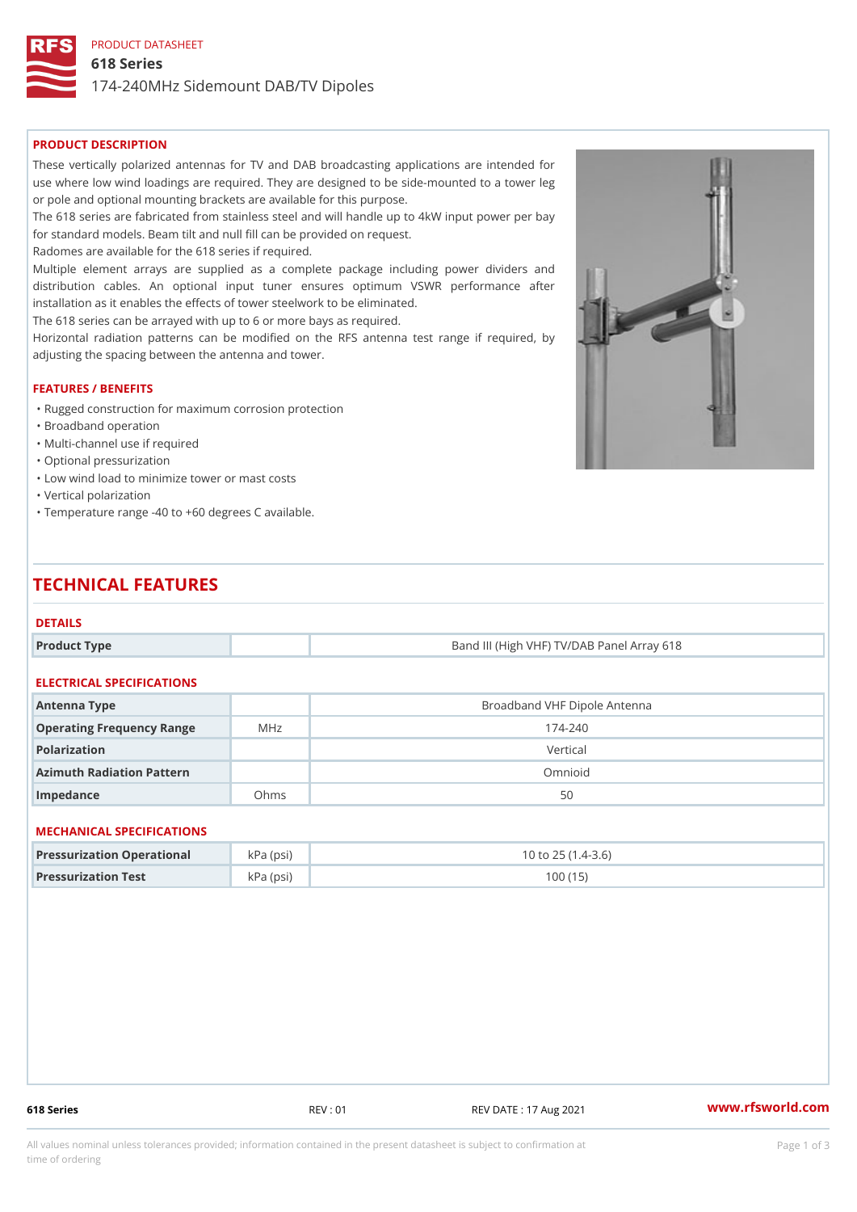PRODUCT DATASHEET

# 618 Series

174-240MHz Sidemount DAB/TV Dipoles

## PRODUCT DESCRIPTION

These vertically polarized antennas for TV and DAB broadcasting applications are intended for use where low wind loadings are required. They are designed to be side-mounted to a tower leg or pole and optional mounting brackets are available for this purpose.

The 618 series are fabricated from stainless steel and will handle up to 4kW input power per bay for standard models. Beam tilt and null fill can be provided on request.

Radomes are available for the 618 series if required.

Multiple element arrays are supplied as a complete package including power dividers and distribution cables. An optional input tuner ensures optimum VSWR performance after installation as it enables the effects of tower steelwork to be eliminated.

The 618 series can be arrayed with up to 6 or more bays as required.

Horizontal radiation patterns can be modified on the RFS antenna test range if required, by adjusting the spacing between the antenna and tower.

## FEATURES / BENEFITS

- Rugged construction for maximum corrosion protection
- Broadband operation
- Multi-channel use if required
- Optional pressurization
- Low wind load to minimize tower or mast costs
- Vertical polarization
- Temperature range -40 to +60 degrees C available.

# TECHNICAL FEATURES

### DETAILS

| | | |
|---|---|---|
| **Product Type** | | Band III (High VHF) TV/DAB Panel Array 618 |

### ELECTRICAL SPECIFICATIONS

| | | |
|---|---|---|
| **Antenna Type** | | Broadband VHF Dipole Antenna |
| **Operating Frequency Range** | MHz | 174-240 |
| **Polarization** | | Vertical |
| **Azimuth Radiation Pattern** | | Omnioid |
| **Impedance** | Ohms | 50 |

### MECHANICAL SPECIFICATIONS

| | | |
|---|---|---|
| **Pressurization Operational** | kPa (psi) | 10 to 25 (1.4-3.6) |
| **Pressurization Test** | kPa (psi) | 100 (15) |

618 Series REV : 01 REV DATE : 17 Aug 2021 www.rfsworld.com

All values nominal unless tolerances provided; information contained in the present datasheet is subject to confirmation at time of ordering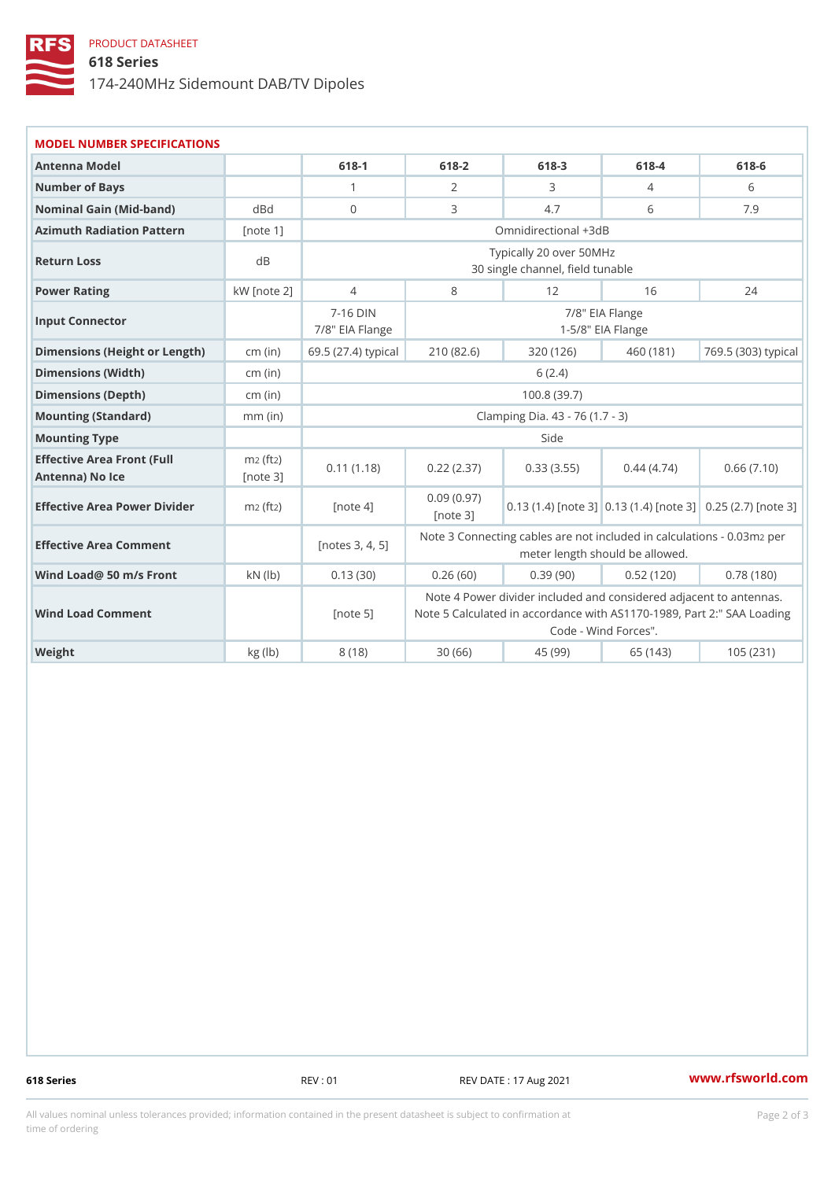PRODUCT DATASHEET

# 618 Series

174-240MHz Sidemount DAB/TV Dipoles

## MODEL NUMBER SPECIFICATIONS

| Antenna Model | | 618-1 | 618-2 | 618-3 | 618-4 | 618-6 |
|---|---|---|---|---|---|---|
| Number of Bays | | 1 | 2 | 3 | 4 | 6 |
| Nominal Gain (Mid-band) | dBd | 0 | 3 | 4.7 | 6 | 7.9 |
| Azimuth Radiation Pattern | [note 1] | Omnidirectional +3dB | | | | |
| Return Loss | dB | Typically 20 over 50MHz 30 single channel, field tunable | | | | |
| Power Rating | kW [note 2] | 4 | 8 | 12 | 16 | 24 |
| Input Connector | | 7-16 DIN 7/8" EIA Flange | 7/8" EIA Flange 1-5/8" EIA Flange | | | |
| Dimensions (Height or Length) | cm (in) | 69.5 (27.4) typical | 210 (82.6) | 320 (126) | 460 (181) | 769.5 (303) typical |
| Dimensions (Width) | cm (in) | 6 (2.4) | | | | |
| Dimensions (Depth) | cm (in) | 100.8 (39.7) | | | | |
| Mounting (Standard) | mm (in) | Clamping Dia. 43 - 76 (1.7 - 3) | | | | |
| Mounting Type | | Side | | | | |
| Effective Area Front (Full Antenna) No Ice | $m^2$ ($ft^2$) [note 3] | 0.11 (1.18) | 0.22 (2.37) | 0.33 (3.55) | 0.44 (4.74) | 0.66 (7.10) |
| Effective Area Power Divider | $m^2$ ($ft^2$) | [note 4] | 0.09 (0.97) [note 3] | 0.13 (1.4) [note 3] | 0.13 (1.4) [note 3] | 0.25 (2.7) [note 3] |
| Effective Area Comment | | [notes 3, 4, 5] | Note 3 Connecting cables are not included in calculations - 0.03$m^2$ per meter length should be allowed. | | | |
| Wind Load@ 50 m/s Front | kN (lb) | 0.13 (30) | 0.26 (60) | 0.39 (90) | 0.52 (120) | 0.78 (180) |
| Wind Load Comment | | [note 5] | Note 4 Power divider included and considered adjacent to antennas. Note 5 Calculated in accordance with AS1170-1989, Part 2:" SAA Loading Code - Wind Forces". | | | |
| Weight | kg (lb) | 8 (18) | 30 (66) | 45 (99) | 65 (143) | 105 (231) |

618 Series REV : 01 REV DATE : 17 Aug 2021 www.rfsworld.com

All values nominal unless tolerances provided; information contained in the present datasheet is subject to confirmation at time of ordering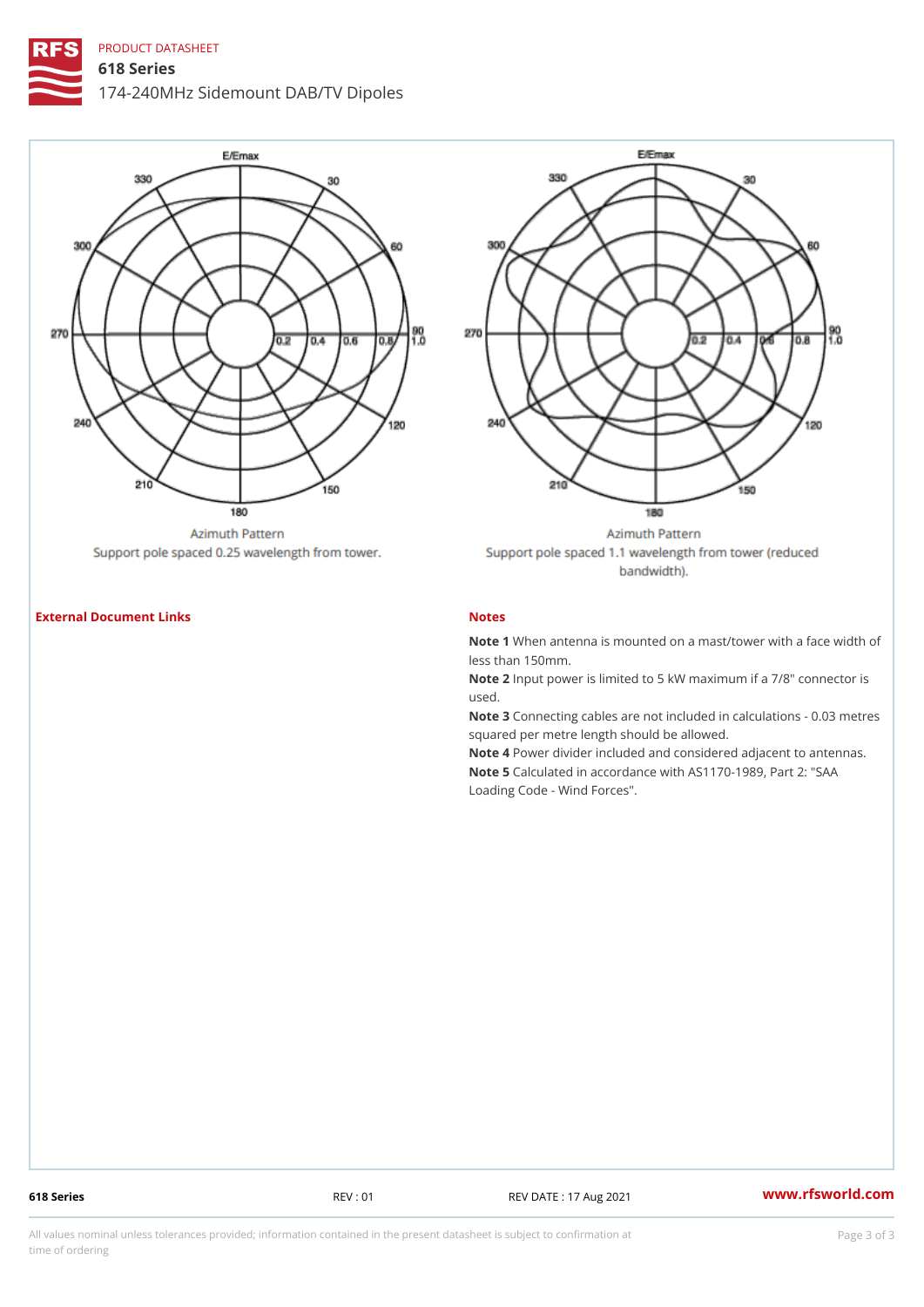PRODUCT DATASHEET

# 618 Series

174-240MHz Sidemount DAB/TV Dipoles

E/Emax

330
30
300
60
270
90
240
120
210
150
180

0.2
0.4
0.6
0.8
1.0

Azimuth Pattern
Support pole spaced 0.25 wavelength from tower.

E/Emax

330
30
300
60
270
90
240
120
210
150
180

0.2
0.4
0.6
0.8
1.0

Azimuth Pattern
Support pole spaced 1.1 wavelength from tower (reduced bandwidth).

## External Document Links

## Notes

**Note 1** When antenna is mounted on a mast/tower with a face width of less than 150mm.

**Note 2** Input power is limited to 5 kW maximum if a 7/8" connector is used.

**Note 3** Connecting cables are not included in calculations - 0.03 metres squared per metre length should be allowed.

**Note 4** Power divider included and considered adjacent to antennas.

**Note 5** Calculated in accordance with AS1170-1989, Part 2: "SAA Loading Code - Wind Forces".

618 Series | REV : 01 | REV DATE : 17 Aug 2021 | www.rfsworld.com

All values nominal unless tolerances provided; information contained in the present datasheet is subject to confirmation at time of ordering